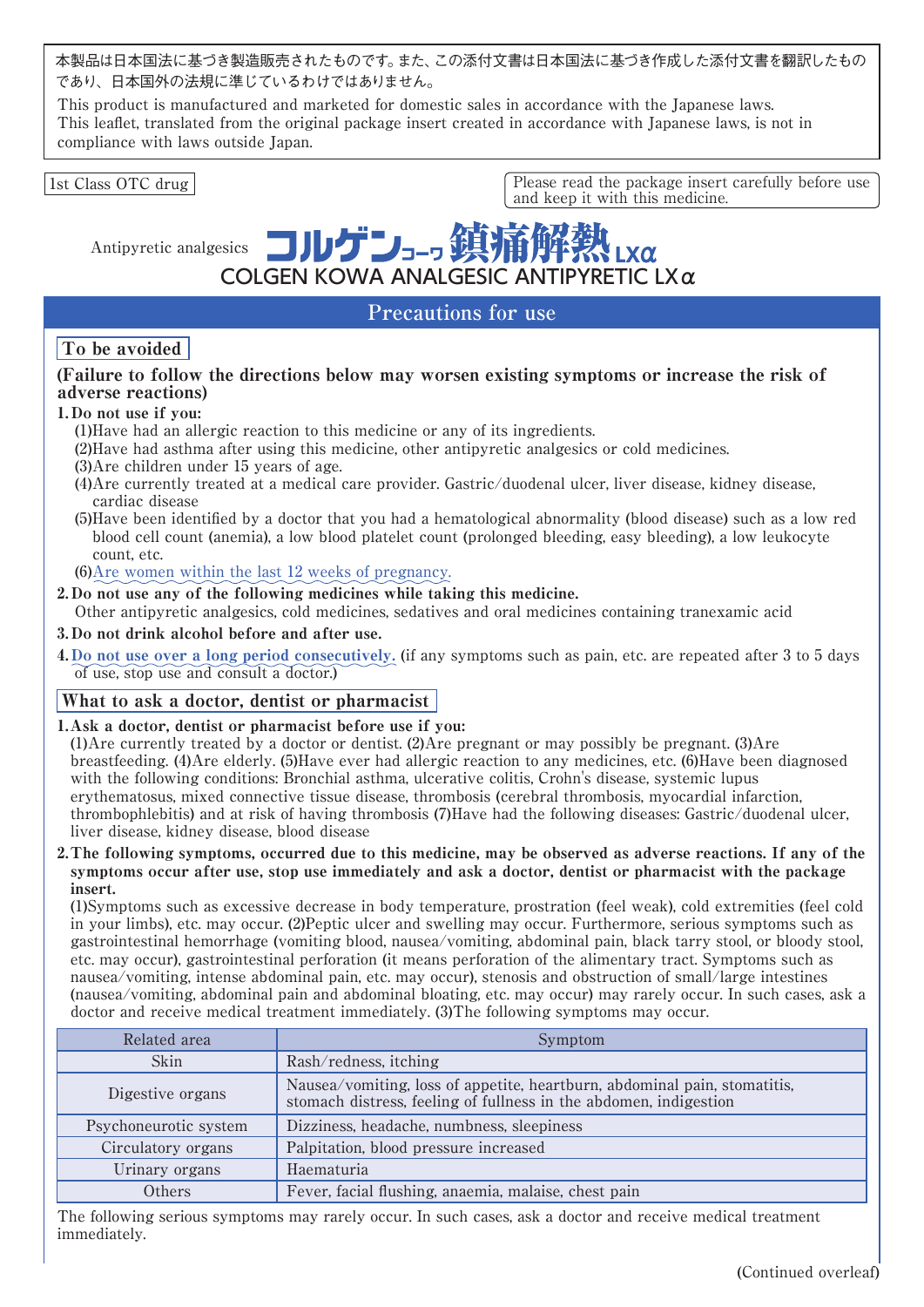本製品は日本国法に基づき製造販売されたものです。また、この添付文書は日本国法に基づき作成した添付文書を翻訳したものであり、日本国外の法規に準じているわけではありません。

This product is manufactured and marketed for domestic sales in accordance with the Japanese laws.
This leaflet, translated from the original package insert created in accordance with Japanese laws, is not in compliance with laws outside Japan.

1st Class OTC drug

Please read the package insert carefully before use and keep it with this medicine.

Antipyretic analgesics

# コルゲンコーワ鎮痛解熱LXα
# COLGEN KOWA ANALGESIC ANTIPYRETIC LXα

## Precautions for use

### To be avoided

**(Failure to follow the directions below may worsen existing symptoms or increase the risk of adverse reactions)**

**1. Do not use if you:**

(1)Have had an allergic reaction to this medicine or any of its ingredients.
(2)Have had asthma after using this medicine, other antipyretic analgesics or cold medicines.
(3)Are children under 15 years of age.
(4)Are currently treated at a medical care provider. Gastric/duodenal ulcer, liver disease, kidney disease, cardiac disease
(5)Have been identified by a doctor that you had a hematological abnormality (blood disease) such as a low red blood cell count (anemia), a low blood platelet count (prolonged bleeding, easy bleeding), a low leukocyte count, etc.
(6)Are women within the last 12 weeks of pregnancy.

**2. Do not use any of the following medicines while taking this medicine.**
Other antipyretic analgesics, cold medicines, sedatives and oral medicines containing tranexamic acid

**3. Do not drink alcohol before and after use.**

**4. Do not use over a long period consecutively.** (if any symptoms such as pain, etc. are repeated after 3 to 5 days of use, stop use and consult a doctor.)

### What to ask a doctor, dentist or pharmacist

**1. Ask a doctor, dentist or pharmacist before use if you:**
(1)Are currently treated by a doctor or dentist. (2)Are pregnant or may possibly be pregnant. (3)Are breastfeeding. (4)Are elderly. (5)Have ever had allergic reaction to any medicines, etc. (6)Have been diagnosed with the following conditions: Bronchial asthma, ulcerative colitis, Crohn's disease, systemic lupus erythematosus, mixed connective tissue disease, thrombosis (cerebral thrombosis, myocardial infarction, thrombophlebitis) and at risk of having thrombosis (7)Have had the following diseases: Gastric/duodenal ulcer, liver disease, kidney disease, blood disease

**2. The following symptoms, occurred due to this medicine, may be observed as adverse reactions. If any of the symptoms occur after use, stop use immediately and ask a doctor, dentist or pharmacist with the package insert.**
(1)Symptoms such as excessive decrease in body temperature, prostration (feel weak), cold extremities (feel cold in your limbs), etc. may occur. (2)Peptic ulcer and swelling may occur. Furthermore, serious symptoms such as gastrointestinal hemorrhage (vomiting blood, nausea/vomiting, abdominal pain, black tarry stool, or bloody stool, etc. may occur), gastrointestinal perforation (it means perforation of the alimentary tract. Symptoms such as nausea/vomiting, intense abdominal pain, etc. may occur), stenosis and obstruction of small/large intestines (nausea/vomiting, abdominal pain and abdominal bloating, etc. may occur) may rarely occur. In such cases, ask a doctor and receive medical treatment immediately. (3)The following symptoms may occur.

| Related area | Symptom |
|---|---|
| Skin | Rash/redness, itching |
| Digestive organs | Nausea/vomiting, loss of appetite, heartburn, abdominal pain, stomatitis, stomach distress, feeling of fullness in the abdomen, indigestion |
| Psychoneurotic system | Dizziness, headache, numbness, sleepiness |
| Circulatory organs | Palpitation, blood pressure increased |
| Urinary organs | Haematuria |
| Others | Fever, facial flushing, anaemia, malaise, chest pain |

The following serious symptoms may rarely occur. In such cases, ask a doctor and receive medical treatment immediately.

(Continued overleaf)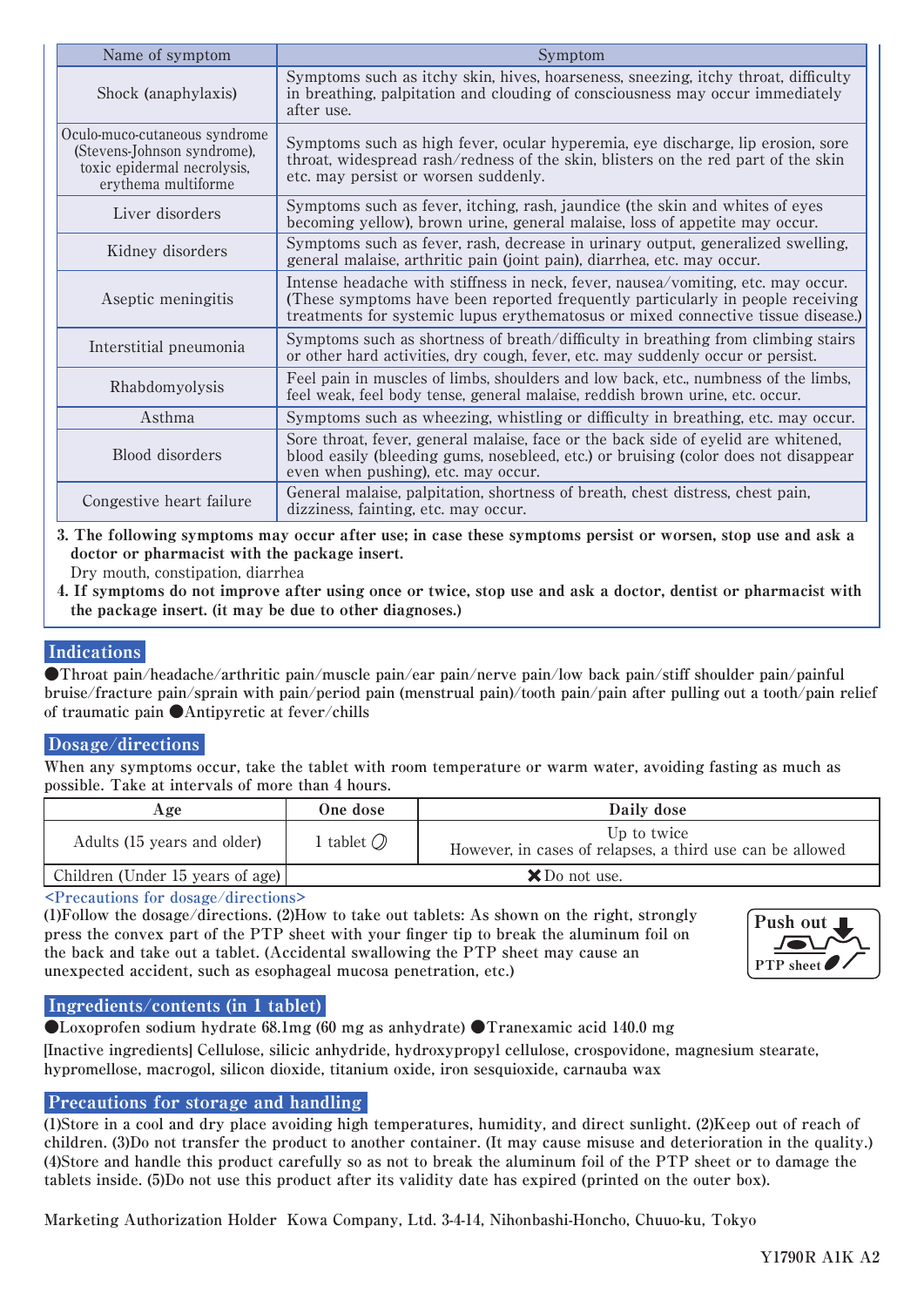| Name of symptom | Symptom |
|---|---|
| Shock (anaphylaxis) | Symptoms such as itchy skin, hives, hoarseness, sneezing, itchy throat, difficulty in breathing, palpitation and clouding of consciousness may occur immediately after use. |
| Oculo-muco-cutaneous syndrome (Stevens-Johnson syndrome), toxic epidermal necrolysis, erythema multiforme | Symptoms such as high fever, ocular hyperemia, eye discharge, lip erosion, sore throat, widespread rash/redness of the skin, blisters on the red part of the skin etc. may persist or worsen suddenly. |
| Liver disorders | Symptoms such as fever, itching, rash, jaundice (the skin and whites of eyes becoming yellow), brown urine, general malaise, loss of appetite may occur. |
| Kidney disorders | Symptoms such as fever, rash, decrease in urinary output, generalized swelling, general malaise, arthritic pain (joint pain), diarrhea, etc. may occur. |
| Aseptic meningitis | Intense headache with stiffness in neck, fever, nausea/vomiting, etc. may occur. (These symptoms have been reported frequently particularly in people receiving treatments for systemic lupus erythematosus or mixed connective tissue disease.) |
| Interstitial pneumonia | Symptoms such as shortness of breath/difficulty in breathing from climbing stairs or other hard activities, dry cough, fever, etc. may suddenly occur or persist. |
| Rhabdomyolysis | Feel pain in muscles of limbs, shoulders and low back, etc., numbness of the limbs, feel weak, feel body tense, general malaise, reddish brown urine, etc. occur. |
| Asthma | Symptoms such as wheezing, whistling or difficulty in breathing, etc. may occur. |
| Blood disorders | Sore throat, fever, general malaise, face or the back side of eyelid are whitened, blood easily (bleeding gums, nosebleed, etc.) or bruising (color does not disappear even when pushing), etc. may occur. |
| Congestive heart failure | General malaise, palpitation, shortness of breath, chest distress, chest pain, dizziness, fainting, etc. may occur. |

**3. The following symptoms may occur after use; in case these symptoms persist or worsen, stop use and ask a doctor or pharmacist with the package insert.**
Dry mouth, constipation, diarrhea

**4. If symptoms do not improve after using once or twice, stop use and ask a doctor, dentist or pharmacist with the package insert. (it may be due to other diagnoses.)**

## Indications

●Throat pain/headache/arthritic pain/muscle pain/ear pain/nerve pain/low back pain/stiff shoulder pain/painful bruise/fracture pain/sprain with pain/period pain (menstrual pain)/tooth pain/pain after pulling out a tooth/pain relief of traumatic pain ●Antipyretic at fever/chills

## Dosage/directions

When any symptoms occur, take the tablet with room temperature or warm water, avoiding fasting as much as possible. Take at intervals of more than 4 hours.

| Age | One dose | Daily dose |
|---|---|---|
| Adults (15 years and older) | 1 tablet | Up to twice<br>However, in cases of relapses, a third use can be allowed |
| Children (Under 15 years of age) | ✖Do not use. | |

<Precautions for dosage/directions>

(1)Follow the dosage/directions. (2)How to take out tablets: As shown on the right, strongly press the convex part of the PTP sheet with your finger tip to break the aluminum foil on the back and take out a tablet. (Accidental swallowing the PTP sheet may cause an unexpected accident, such as esophageal mucosa penetration, etc.)

Push out
PTP sheet

## Ingredients/contents (in 1 tablet)

●Loxoprofen sodium hydrate 68.1mg (60 mg as anhydrate) ●Tranexamic acid 140.0 mg

[Inactive ingredients] Cellulose, silicic anhydride, hydroxypropyl cellulose, crospovidone, magnesium stearate, hypromellose, macrogol, silicon dioxide, titanium oxide, iron sesquioxide, carnauba wax

## Precautions for storage and handling

(1)Store in a cool and dry place avoiding high temperatures, humidity, and direct sunlight. (2)Keep out of reach of children. (3)Do not transfer the product to another container. (It may cause misuse and deterioration in the quality.) (4)Store and handle this product carefully so as not to break the aluminum foil of the PTP sheet or to damage the tablets inside. (5)Do not use this product after its validity date has expired (printed on the outer box).

Marketing Authorization Holder Kowa Company, Ltd. 3-4-14, Nihonbashi-Honcho, Chuuo-ku, Tokyo

Y1790R A1K A2